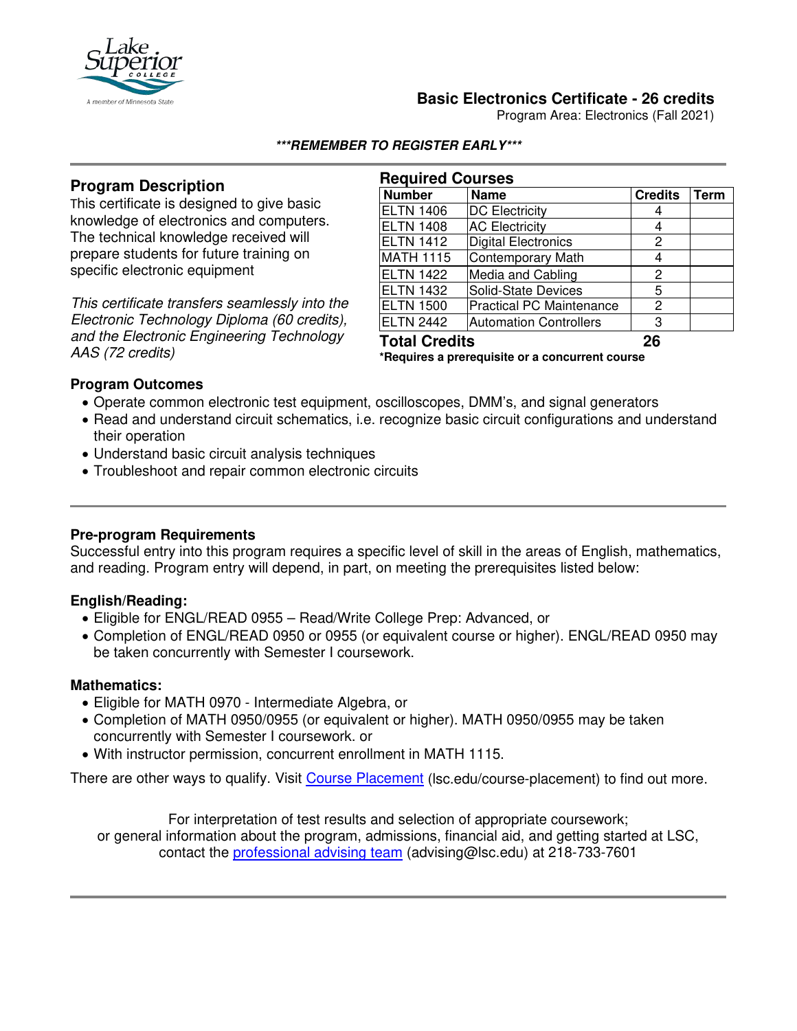# Basic Electronics Certificate - 26 credits

Program Area: Electronics (Fall 2021)

***REMEMBER TO REGISTER EARLY***

## Program Description

This certificate is designed to give basic knowledge of electronics and computers. The technical knowledge received will prepare students for future training on specific electronic equipment

*This certificate transfers seamlessly into the Electronic Technology Diploma (60 credits), and the Electronic Engineering Technology AAS (72 credits)*

## Required Courses

| Number | Name | Credits | Term |
|---|---|---|---|
| ELTN 1406 | DC Electricity | 4 | |
| ELTN 1408 | AC Electricity | 4 | |
| ELTN 1412 | Digital Electronics | 2 | |
| MATH 1115 | Contemporary Math | 4 | |
| ELTN 1422 | Media and Cabling | 2 | |
| ELTN 1432 | Solid-State Devices | 5 | |
| ELTN 1500 | Practical PC Maintenance | 2 | |
| ELTN 2442 | Automation Controllers | 3 | |
| **Total Credits** | | **26** | |

***Requires a prerequisite or a concurrent course**

## Program Outcomes

- Operate common electronic test equipment, oscilloscopes, DMM's, and signal generators
- Read and understand circuit schematics, i.e. recognize basic circuit configurations and understand their operation
- Understand basic circuit analysis techniques
- Troubleshoot and repair common electronic circuits

## Pre-program Requirements

Successful entry into this program requires a specific level of skill in the areas of English, mathematics, and reading. Program entry will depend, in part, on meeting the prerequisites listed below:

### English/Reading:

- Eligible for ENGL/READ 0955 – Read/Write College Prep: Advanced, or
- Completion of ENGL/READ 0950 or 0955 (or equivalent course or higher). ENGL/READ 0950 may be taken concurrently with Semester I coursework.

### Mathematics:

- Eligible for MATH 0970 - Intermediate Algebra, or
- Completion of MATH 0950/0955 (or equivalent or higher). MATH 0950/0955 may be taken concurrently with Semester I coursework. or
- With instructor permission, concurrent enrollment in MATH 1115.

There are other ways to qualify. Visit Course Placement (lsc.edu/course-placement) to find out more.

For interpretation of test results and selection of appropriate coursework; or general information about the program, admissions, financial aid, and getting started at LSC, contact the professional advising team (advising@lsc.edu) at 218-733-7601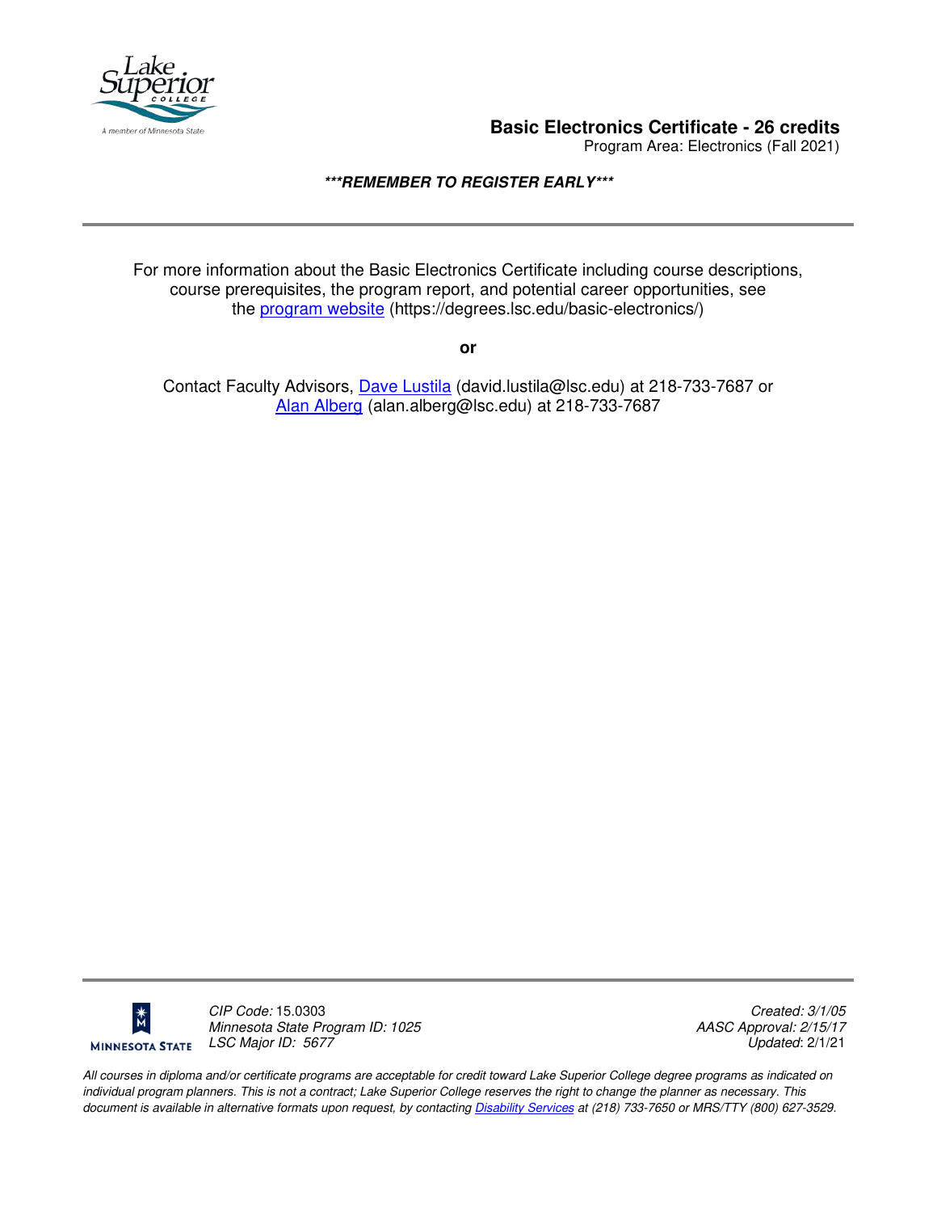**Basic Electronics Certificate - 26 credits**
Program Area: Electronics (Fall 2021)

***REMEMBER TO REGISTER EARLY***

---

For more information about the Basic Electronics Certificate including course descriptions, course prerequisites, the program report, and potential career opportunities, see the [program website](https://degrees.lsc.edu/basic-electronics/) (https://degrees.lsc.edu/basic-electronics/)

**or**

Contact Faculty Advisors, [Dave Lustila](mailto:david.lustila@lsc.edu) (david.lustila@lsc.edu) at 218-733-7687 or [Alan Alberg](mailto:alan.alberg@lsc.edu) (alan.alberg@lsc.edu) at 218-733-7687

---

*CIP Code:* 15.0303
*Minnesota State Program ID: 1025*
*LSC Major ID: 5677*

*Created: 3/1/05*
*AASC Approval: 2/15/17*
*Updated*: 2/1/21

*All courses in diploma and/or certificate programs are acceptable for credit toward Lake Superior College degree programs as indicated on individual program planners. This is not a contract; Lake Superior College reserves the right to change the planner as necessary. This document is available in alternative formats upon request, by contacting [Disability Services] at (218) 733-7650 or MRS/TTY (800) 627-3529.*